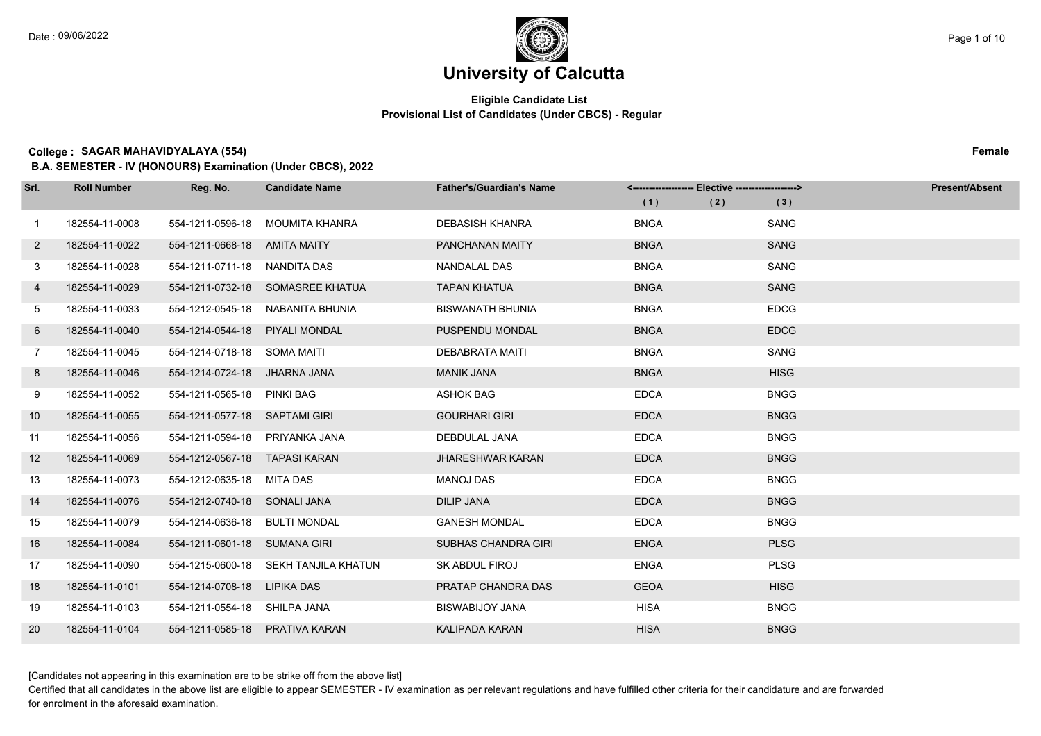# University of Calcutta

**Eligible Candidate List**
**Provisional List of Candidates (Under CBCS) - Regular**

**College : SAGAR MAHAVIDYALAYA (554)** **Female**

**B.A. SEMESTER - IV (HONOURS) Examination (Under CBCS), 2022**

| Srl. | Roll Number | Reg. No. | Candidate Name | Father's/Guardian's Name | <------------------ Elective ------------------> | | | Present/Absent |
|---|---|---|---|---|---|---|---|---|
| | | | | | (1) | (2) | (3) | |
| 1 | 182554-11-0008 | 554-1211-0596-18 | MOUMITA KHANRA | DEBASISH KHANRA | BNGA | | SANG | |
| 2 | 182554-11-0022 | 554-1211-0668-18 | AMITA MAITY | PANCHANAN MAITY | BNGA | | SANG | |
| 3 | 182554-11-0028 | 554-1211-0711-18 | NANDITA DAS | NANDALAL DAS | BNGA | | SANG | |
| 4 | 182554-11-0029 | 554-1211-0732-18 | SOMASREE KHATUA | TAPAN KHATUA | BNGA | | SANG | |
| 5 | 182554-11-0033 | 554-1212-0545-18 | NABANITA BHUNIA | BISWANATH BHUNIA | BNGA | | EDCG | |
| 6 | 182554-11-0040 | 554-1214-0544-18 | PIYALI MONDAL | PUSPENDU MONDAL | BNGA | | EDCG | |
| 7 | 182554-11-0045 | 554-1214-0718-18 | SOMA MAITI | DEBABRATA MAITI | BNGA | | SANG | |
| 8 | 182554-11-0046 | 554-1214-0724-18 | JHARNA JANA | MANIK JANA | BNGA | | HISG | |
| 9 | 182554-11-0052 | 554-1211-0565-18 | PINKI BAG | ASHOK BAG | EDCA | | BNGG | |
| 10 | 182554-11-0055 | 554-1211-0577-18 | SAPTAMI GIRI | GOURHARI GIRI | EDCA | | BNGG | |
| 11 | 182554-11-0056 | 554-1211-0594-18 | PRIYANKA JANA | DEBDULAL JANA | EDCA | | BNGG | |
| 12 | 182554-11-0069 | 554-1212-0567-18 | TAPASI KARAN | JHARESHWAR KARAN | EDCA | | BNGG | |
| 13 | 182554-11-0073 | 554-1212-0635-18 | MITA DAS | MANOJ DAS | EDCA | | BNGG | |
| 14 | 182554-11-0076 | 554-1212-0740-18 | SONALI JANA | DILIP JANA | EDCA | | BNGG | |
| 15 | 182554-11-0079 | 554-1214-0636-18 | BULTI MONDAL | GANESH MONDAL | EDCA | | BNGG | |
| 16 | 182554-11-0084 | 554-1211-0601-18 | SUMANA GIRI | SUBHAS CHANDRA GIRI | ENGA | | PLSG | |
| 17 | 182554-11-0090 | 554-1215-0600-18 | SEKH TANJILA KHATUN | SK ABDUL FIROJ | ENGA | | PLSG | |
| 18 | 182554-11-0101 | 554-1214-0708-18 | LIPIKA DAS | PRATAP CHANDRA DAS | GEOA | | HISG | |
| 19 | 182554-11-0103 | 554-1211-0554-18 | SHILPA JANA | BISWABIJOY JANA | HISA | | BNGG | |
| 20 | 182554-11-0104 | 554-1211-0585-18 | PRATIVA KARAN | KALIPADA KARAN | HISA | | BNGG | |

[Candidates not appearing in this examination are to be strike off from the above list]

Certified that all candidates in the above list are eligible to appear SEMESTER - IV examination as per relevant regulations and have fulfilled other criteria for their candidature and are forwarded for enrolment in the aforesaid examination.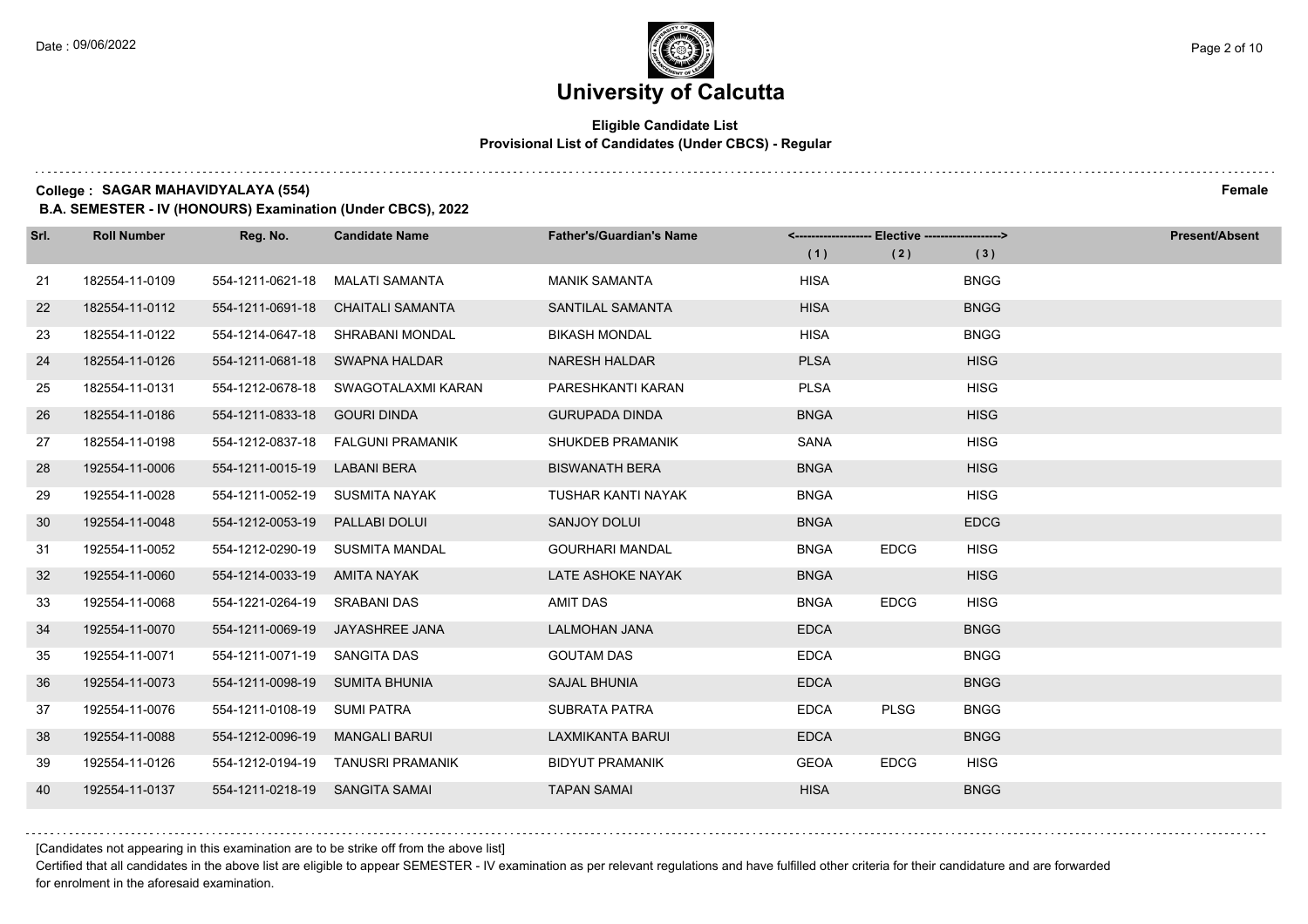Date : 09/06/2022

# University of Calcutta

**Eligible Candidate List**
**Provisional List of Candidates (Under CBCS) - Regular**

**College : SAGAR MAHAVIDYALAYA (554)** **Female**

**B.A. SEMESTER - IV (HONOURS) Examination (Under CBCS), 2022**

| Srl. | Roll Number | Reg. No. | Candidate Name | Father's/Guardian's Name | Elective (1) | Elective (2) | Elective (3) | Present/Absent |
|---|---|---|---|---|---|---|---|---|
| 21 | 182554-11-0109 | 554-1211-0621-18 | MALATI SAMANTA | MANIK SAMANTA | HISA | | BNGG | |
| 22 | 182554-11-0112 | 554-1211-0691-18 | CHAITALI SAMANTA | SANTILAL SAMANTA | HISA | | BNGG | |
| 23 | 182554-11-0122 | 554-1214-0647-18 | SHRABANI MONDAL | BIKASH MONDAL | HISA | | BNGG | |
| 24 | 182554-11-0126 | 554-1211-0681-18 | SWAPNA HALDAR | NARESH HALDAR | PLSA | | HISG | |
| 25 | 182554-11-0131 | 554-1212-0678-18 | SWAGOTALAXMI KARAN | PARESHKANTI KARAN | PLSA | | HISG | |
| 26 | 182554-11-0186 | 554-1211-0833-18 | GOURI DINDA | GURUPADA DINDA | BNGA | | HISG | |
| 27 | 182554-11-0198 | 554-1212-0837-18 | FALGUNI PRAMANIK | SHUKDEB PRAMANIK | SANA | | HISG | |
| 28 | 192554-11-0006 | 554-1211-0015-19 | LABANI BERA | BISWANATH BERA | BNGA | | HISG | |
| 29 | 192554-11-0028 | 554-1211-0052-19 | SUSMITA NAYAK | TUSHAR KANTI NAYAK | BNGA | | HISG | |
| 30 | 192554-11-0048 | 554-1212-0053-19 | PALLABI DOLUI | SANJOY DOLUI | BNGA | | EDCG | |
| 31 | 192554-11-0052 | 554-1212-0290-19 | SUSMITA MANDAL | GOURHARI MANDAL | BNGA | EDCG | HISG | |
| 32 | 192554-11-0060 | 554-1214-0033-19 | AMITA NAYAK | LATE ASHOKE NAYAK | BNGA | | HISG | |
| 33 | 192554-11-0068 | 554-1221-0264-19 | SRABANI DAS | AMIT DAS | BNGA | EDCG | HISG | |
| 34 | 192554-11-0070 | 554-1211-0069-19 | JAYASHREE JANA | LALMOHAN JANA | EDCA | | BNGG | |
| 35 | 192554-11-0071 | 554-1211-0071-19 | SANGITA DAS | GOUTAM DAS | EDCA | | BNGG | |
| 36 | 192554-11-0073 | 554-1211-0098-19 | SUMITA BHUNIA | SAJAL BHUNIA | EDCA | | BNGG | |
| 37 | 192554-11-0076 | 554-1211-0108-19 | SUMI PATRA | SUBRATA PATRA | EDCA | PLSG | BNGG | |
| 38 | 192554-11-0088 | 554-1212-0096-19 | MANGALI BARUI | LAXMIKANTA BARUI | EDCA | | BNGG | |
| 39 | 192554-11-0126 | 554-1212-0194-19 | TANUSRI PRAMANIK | BIDYUT PRAMANIK | GEOA | EDCG | HISG | |
| 40 | 192554-11-0137 | 554-1211-0218-19 | SANGITA SAMAI | TAPAN SAMAI | HISA | | BNGG | |

[Candidates not appearing in this examination are to be strike off from the above list]

Certified that all candidates in the above list are eligible to appear SEMESTER - IV examination as per relevant regulations and have fulfilled other criteria for their candidature and are forwarded for enrolment in the aforesaid examination.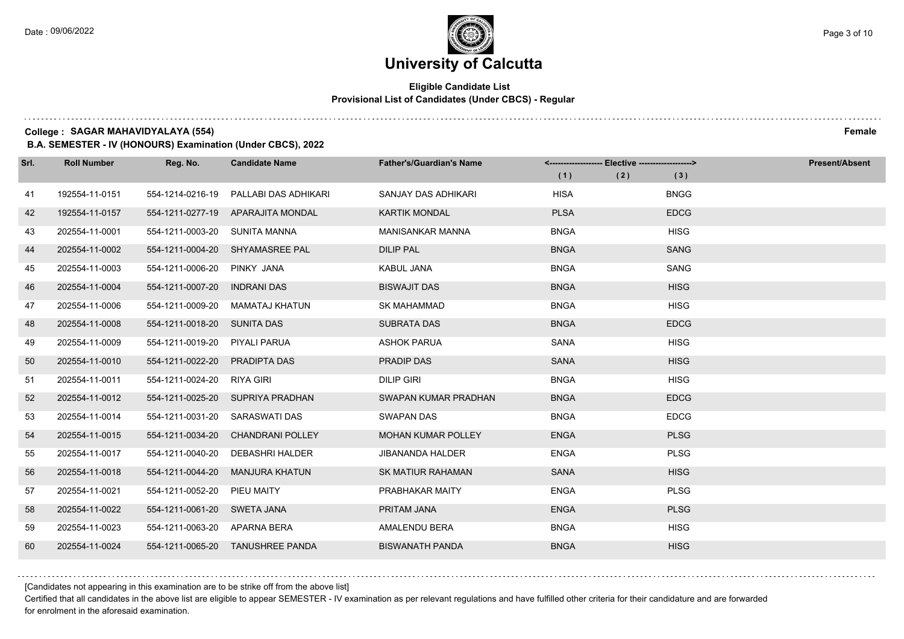# University of Calcutta

**Eligible Candidate List**
**Provisional List of Candidates (Under CBCS) - Regular**

**College : SAGAR MAHAVIDYALAYA (554)** **Female**

**B.A. SEMESTER - IV (HONOURS) Examination (Under CBCS), 2022**

| Srl. | Roll Number | Reg. No. | Candidate Name | Father's/Guardian's Name | Elective (1) | Elective (2) | Elective (3) | Present/Absent |
|---|---|---|---|---|---|---|---|---|
| 41 | 192554-11-0151 | 554-1214-0216-19 | PALLABI DAS ADHIKARI | SANJAY DAS ADHIKARI | HISA | | BNGG | |
| 42 | 192554-11-0157 | 554-1211-0277-19 | APARAJITA MONDAL | KARTIK MONDAL | PLSA | | EDCG | |
| 43 | 202554-11-0001 | 554-1211-0003-20 | SUNITA MANNA | MANISANKAR MANNA | BNGA | | HISG | |
| 44 | 202554-11-0002 | 554-1211-0004-20 | SHYAMASREE PAL | DILIP PAL | BNGA | | SANG | |
| 45 | 202554-11-0003 | 554-1211-0006-20 | PINKY JANA | KABUL JANA | BNGA | | SANG | |
| 46 | 202554-11-0004 | 554-1211-0007-20 | INDRANI DAS | BISWAJIT DAS | BNGA | | HISG | |
| 47 | 202554-11-0006 | 554-1211-0009-20 | MAMATAJ KHATUN | SK MAHAMMAD | BNGA | | HISG | |
| 48 | 202554-11-0008 | 554-1211-0018-20 | SUNITA DAS | SUBRATA DAS | BNGA | | EDCG | |
| 49 | 202554-11-0009 | 554-1211-0019-20 | PIYALI PARUA | ASHOK PARUA | SANA | | HISG | |
| 50 | 202554-11-0010 | 554-1211-0022-20 | PRADIPTA DAS | PRADIP DAS | SANA | | HISG | |
| 51 | 202554-11-0011 | 554-1211-0024-20 | RIYA GIRI | DILIP GIRI | BNGA | | HISG | |
| 52 | 202554-11-0012 | 554-1211-0025-20 | SUPRIYA PRADHAN | SWAPAN KUMAR PRADHAN | BNGA | | EDCG | |
| 53 | 202554-11-0014 | 554-1211-0031-20 | SARASWATI DAS | SWAPAN DAS | BNGA | | EDCG | |
| 54 | 202554-11-0015 | 554-1211-0034-20 | CHANDRANI POLLEY | MOHAN KUMAR POLLEY | ENGA | | PLSG | |
| 55 | 202554-11-0017 | 554-1211-0040-20 | DEBASHRI HALDER | JIBANANDA HALDER | ENGA | | PLSG | |
| 56 | 202554-11-0018 | 554-1211-0044-20 | MANJURA KHATUN | SK MATIUR RAHAMAN | SANA | | HISG | |
| 57 | 202554-11-0021 | 554-1211-0052-20 | PIEU MAITY | PRABHAKAR MAITY | ENGA | | PLSG | |
| 58 | 202554-11-0022 | 554-1211-0061-20 | SWETA JANA | PRITAM JANA | ENGA | | PLSG | |
| 59 | 202554-11-0023 | 554-1211-0063-20 | APARNA BERA | AMALENDU BERA | BNGA | | HISG | |
| 60 | 202554-11-0024 | 554-1211-0065-20 | TANUSHREE PANDA | BISWANATH PANDA | BNGA | | HISG | |

[Candidates not appearing in this examination are to be strike off from the above list]

Certified that all candidates in the above list are eligible to appear SEMESTER - IV examination as per relevant regulations and have fulfilled other criteria for their candidature and are forwarded for enrolment in the aforesaid examination.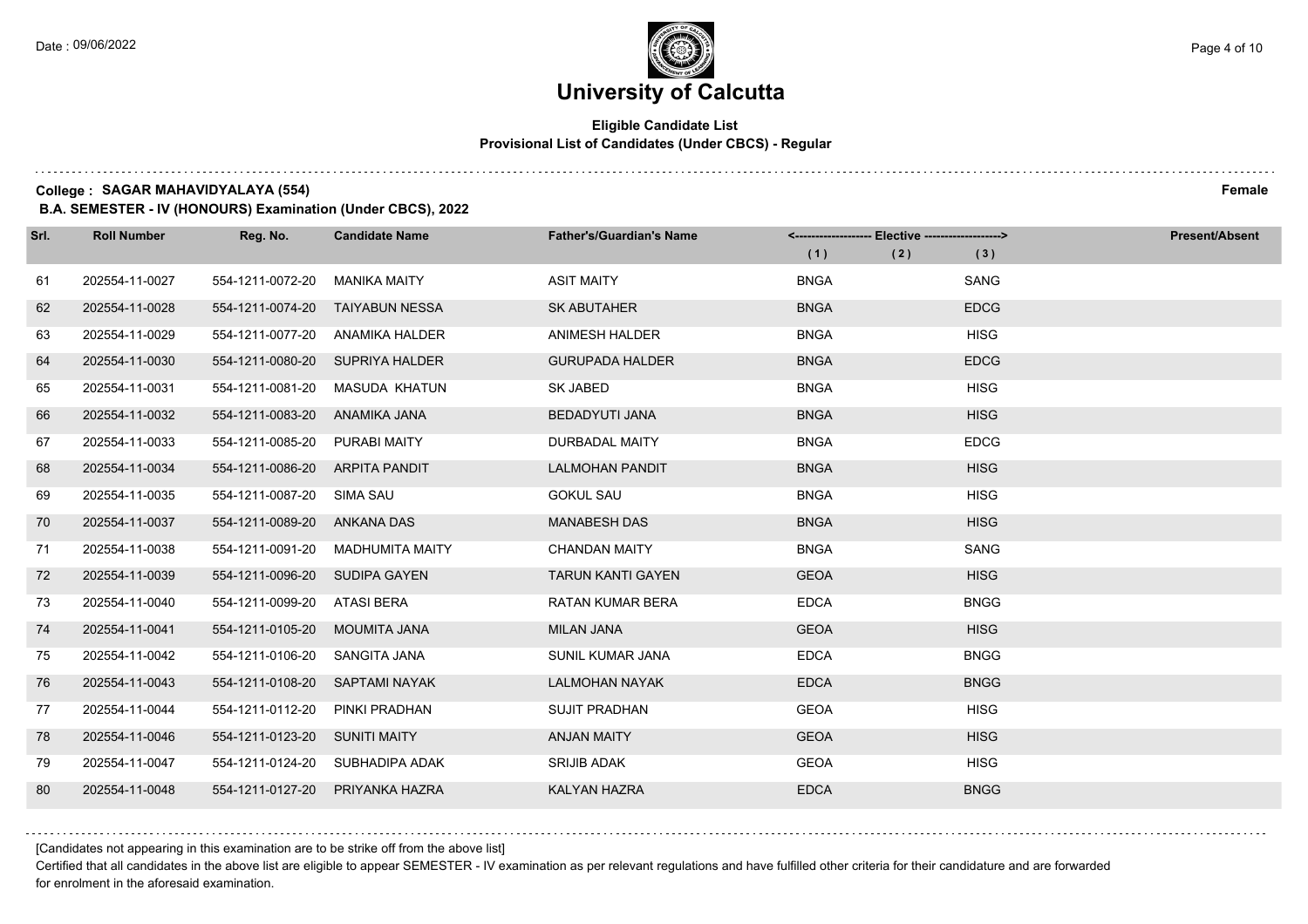# University of Calcutta

## Eligible Candidate List

### Provisional List of Candidates (Under CBCS) - Regular

**College : SAGAR MAHAVIDYALAYA (554)** **Female**

**B.A. SEMESTER - IV (HONOURS) Examination (Under CBCS), 2022**

| Srl. | Roll Number | Reg. No. | Candidate Name | Father's/Guardian's Name | Elective (1) | Elective (2) | Elective (3) | Present/Absent |
|---|---|---|---|---|---|---|---|---|
| 61 | 202554-11-0027 | 554-1211-0072-20 | MANIKA MAITY | ASIT MAITY | BNGA | | SANG | |
| 62 | 202554-11-0028 | 554-1211-0074-20 | TAIYABUN NESSA | SK ABUTAHER | BNGA | | EDCG | |
| 63 | 202554-11-0029 | 554-1211-0077-20 | ANAMIKA HALDER | ANIMESH HALDER | BNGA | | HISG | |
| 64 | 202554-11-0030 | 554-1211-0080-20 | SUPRIYA HALDER | GURUPADA HALDER | BNGA | | EDCG | |
| 65 | 202554-11-0031 | 554-1211-0081-20 | MASUDA KHATUN | SK JABED | BNGA | | HISG | |
| 66 | 202554-11-0032 | 554-1211-0083-20 | ANAMIKA JANA | BEDADYUTI JANA | BNGA | | HISG | |
| 67 | 202554-11-0033 | 554-1211-0085-20 | PURABI MAITY | DURBADAL MAITY | BNGA | | EDCG | |
| 68 | 202554-11-0034 | 554-1211-0086-20 | ARPITA PANDIT | LALMOHAN PANDIT | BNGA | | HISG | |
| 69 | 202554-11-0035 | 554-1211-0087-20 | SIMA SAU | GOKUL SAU | BNGA | | HISG | |
| 70 | 202554-11-0037 | 554-1211-0089-20 | ANKANA DAS | MANABESH DAS | BNGA | | HISG | |
| 71 | 202554-11-0038 | 554-1211-0091-20 | MADHUMITA MAITY | CHANDAN MAITY | BNGA | | SANG | |
| 72 | 202554-11-0039 | 554-1211-0096-20 | SUDIPA GAYEN | TARUN KANTI GAYEN | GEOA | | HISG | |
| 73 | 202554-11-0040 | 554-1211-0099-20 | ATASI BERA | RATAN KUMAR BERA | EDCA | | BNGG | |
| 74 | 202554-11-0041 | 554-1211-0105-20 | MOUMITA JANA | MILAN JANA | GEOA | | HISG | |
| 75 | 202554-11-0042 | 554-1211-0106-20 | SANGITA JANA | SUNIL KUMAR JANA | EDCA | | BNGG | |
| 76 | 202554-11-0043 | 554-1211-0108-20 | SAPTAMI NAYAK | LALMOHAN NAYAK | EDCA | | BNGG | |
| 77 | 202554-11-0044 | 554-1211-0112-20 | PINKI PRADHAN | SUJIT PRADHAN | GEOA | | HISG | |
| 78 | 202554-11-0046 | 554-1211-0123-20 | SUNITI MAITY | ANJAN MAITY | GEOA | | HISG | |
| 79 | 202554-11-0047 | 554-1211-0124-20 | SUBHADIPA ADAK | SRIJIB ADAK | GEOA | | HISG | |
| 80 | 202554-11-0048 | 554-1211-0127-20 | PRIYANKA HAZRA | KALYAN HAZRA | EDCA | | BNGG | |

[Candidates not appearing in this examination are to be strike off from the above list]

Certified that all candidates in the above list are eligible to appear SEMESTER - IV examination as per relevant regulations and have fulfilled other criteria for their candidature and are forwarded for enrolment in the aforesaid examination.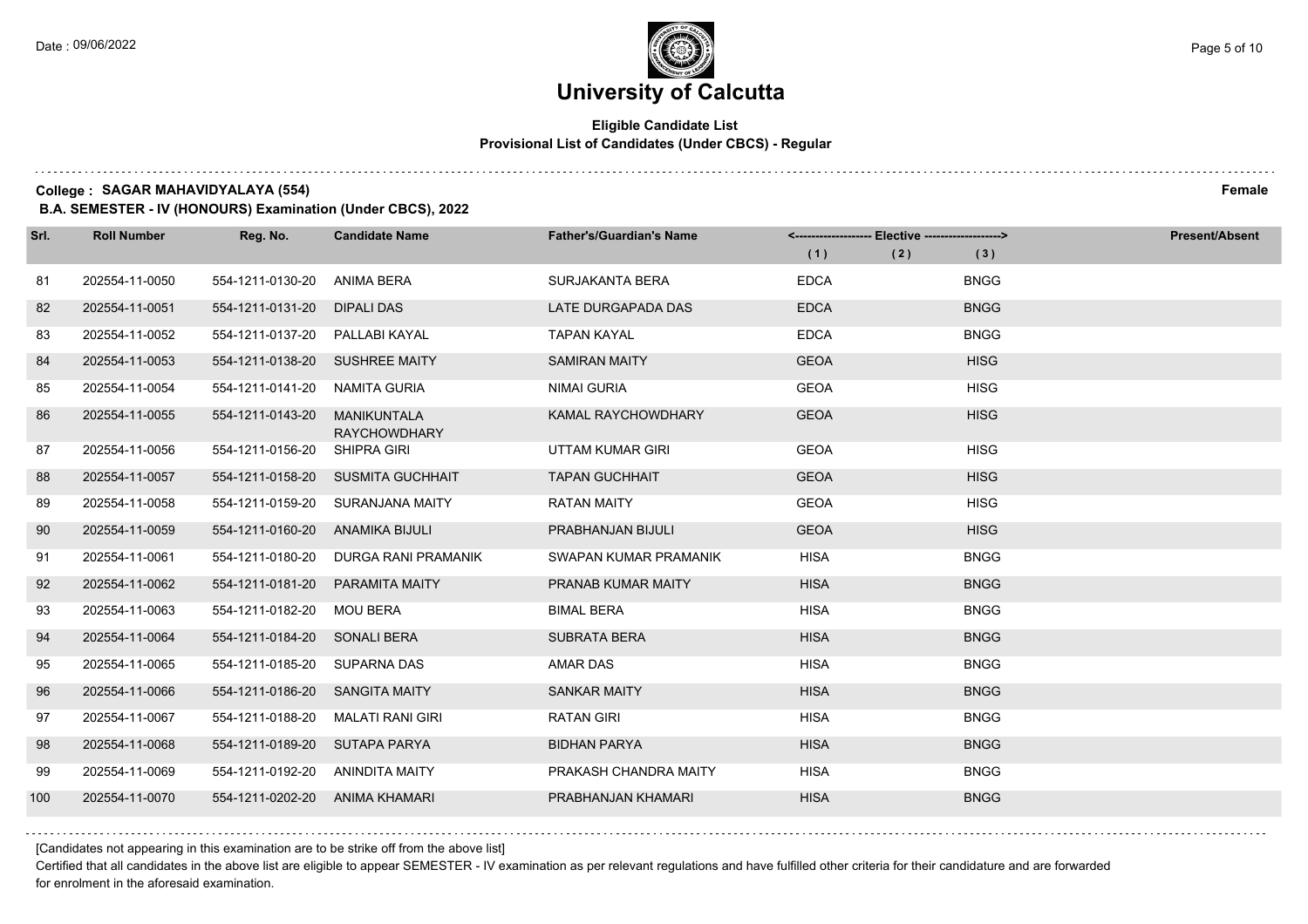# University of Calcutta

**Eligible Candidate List**
**Provisional List of Candidates (Under CBCS) - Regular**

**College : SAGAR MAHAVIDYALAYA (554)** **Female**

**B.A. SEMESTER - IV (HONOURS) Examination (Under CBCS), 2022**

| Srl. | Roll Number | Reg. No. | Candidate Name | Father's/Guardian's Name | Elective (1) | Elective (2) | Elective (3) | Present/Absent |
|---|---|---|---|---|---|---|---|---|
| 81 | 202554-11-0050 | 554-1211-0130-20 | ANIMA BERA | SURJAKANTA BERA | EDCA | | BNGG | |
| 82 | 202554-11-0051 | 554-1211-0131-20 | DIPALI DAS | LATE DURGAPADA DAS | EDCA | | BNGG | |
| 83 | 202554-11-0052 | 554-1211-0137-20 | PALLABI KAYAL | TAPAN KAYAL | EDCA | | BNGG | |
| 84 | 202554-11-0053 | 554-1211-0138-20 | SUSHREE MAITY | SAMIRAN MAITY | GEOA | | HISG | |
| 85 | 202554-11-0054 | 554-1211-0141-20 | NAMITA GURIA | NIMAI GURIA | GEOA | | HISG | |
| 86 | 202554-11-0055 | 554-1211-0143-20 | MANIKUNTALA RAYCHOWDHARY | KAMAL RAYCHOWDHARY | GEOA | | HISG | |
| 87 | 202554-11-0056 | 554-1211-0156-20 | SHIPRA GIRI | UTTAM KUMAR GIRI | GEOA | | HISG | |
| 88 | 202554-11-0057 | 554-1211-0158-20 | SUSMITA GUCHHAIT | TAPAN GUCHHAIT | GEOA | | HISG | |
| 89 | 202554-11-0058 | 554-1211-0159-20 | SURANJANA MAITY | RATAN MAITY | GEOA | | HISG | |
| 90 | 202554-11-0059 | 554-1211-0160-20 | ANAMIKA BIJULI | PRABHANJAN BIJULI | GEOA | | HISG | |
| 91 | 202554-11-0061 | 554-1211-0180-20 | DURGA RANI PRAMANIK | SWAPAN KUMAR PRAMANIK | HISA | | BNGG | |
| 92 | 202554-11-0062 | 554-1211-0181-20 | PARAMITA MAITY | PRANAB KUMAR MAITY | HISA | | BNGG | |
| 93 | 202554-11-0063 | 554-1211-0182-20 | MOU BERA | BIMAL BERA | HISA | | BNGG | |
| 94 | 202554-11-0064 | 554-1211-0184-20 | SONALI BERA | SUBRATA BERA | HISA | | BNGG | |
| 95 | 202554-11-0065 | 554-1211-0185-20 | SUPARNA DAS | AMAR DAS | HISA | | BNGG | |
| 96 | 202554-11-0066 | 554-1211-0186-20 | SANGITA MAITY | SANKAR MAITY | HISA | | BNGG | |
| 97 | 202554-11-0067 | 554-1211-0188-20 | MALATI RANI GIRI | RATAN GIRI | HISA | | BNGG | |
| 98 | 202554-11-0068 | 554-1211-0189-20 | SUTAPA PARYA | BIDHAN PARYA | HISA | | BNGG | |
| 99 | 202554-11-0069 | 554-1211-0192-20 | ANINDITA MAITY | PRAKASH CHANDRA MAITY | HISA | | BNGG | |
| 100 | 202554-11-0070 | 554-1211-0202-20 | ANIMA KHAMARI | PRABHANJAN KHAMARI | HISA | | BNGG | |

[Candidates not appearing in this examination are to be strike off from the above list]

Certified that all candidates in the above list are eligible to appear SEMESTER - IV examination as per relevant regulations and have fulfilled other criteria for their candidature and are forwarded for enrolment in the aforesaid examination.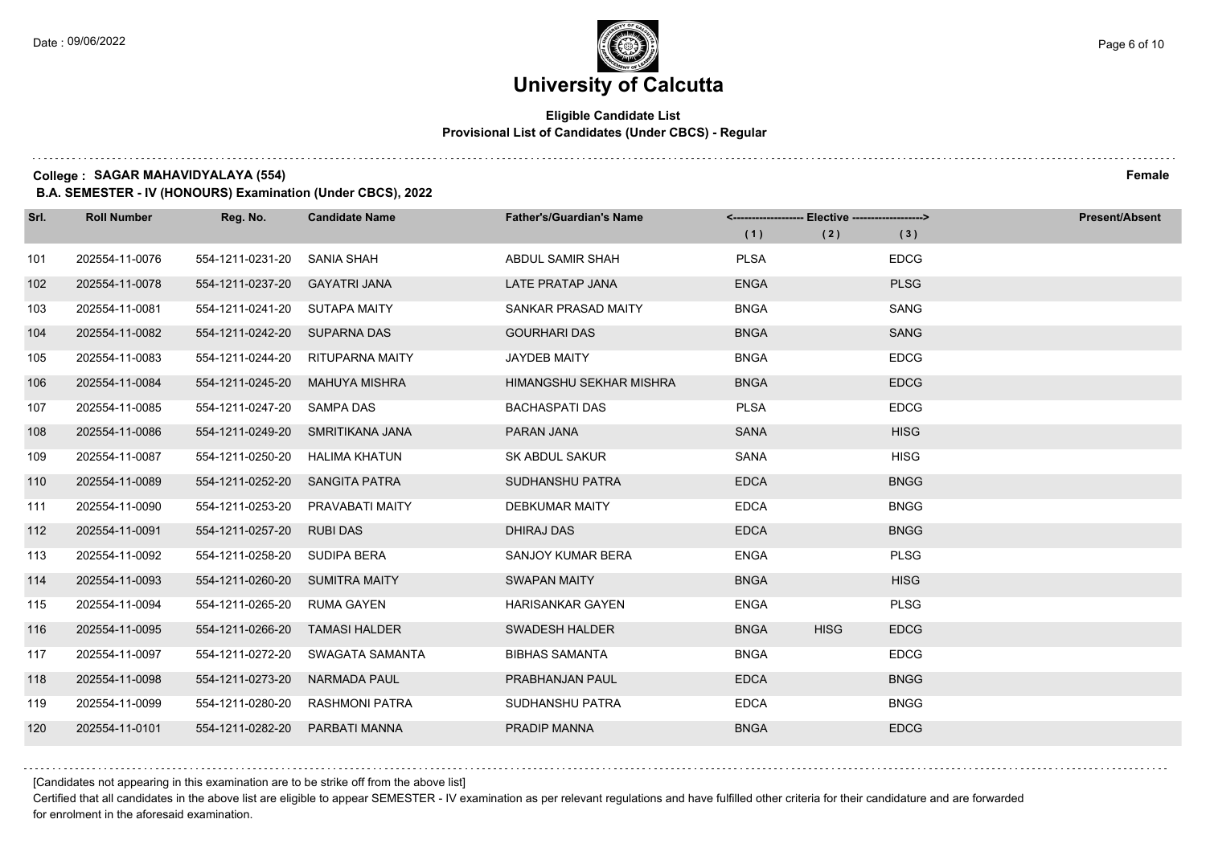# University of Calcutta

**Eligible Candidate List**
**Provisional List of Candidates (Under CBCS) - Regular**

**College : SAGAR MAHAVIDYALAYA (554)** **Female**

**B.A. SEMESTER - IV (HONOURS) Examination (Under CBCS), 2022**

| Srl. | Roll Number | Reg. No. | Candidate Name | Father's/Guardian's Name | Elective (1) | Elective (2) | Elective (3) | Present/Absent |
|---|---|---|---|---|---|---|---|---|
| 101 | 202554-11-0076 | 554-1211-0231-20 | SANIA SHAH | ABDUL SAMIR SHAH | PLSA | | EDCG | |
| 102 | 202554-11-0078 | 554-1211-0237-20 | GAYATRI JANA | LATE PRATAP JANA | ENGA | | PLSG | |
| 103 | 202554-11-0081 | 554-1211-0241-20 | SUTAPA MAITY | SANKAR PRASAD MAITY | BNGA | | SANG | |
| 104 | 202554-11-0082 | 554-1211-0242-20 | SUPARNA DAS | GOURHARI DAS | BNGA | | SANG | |
| 105 | 202554-11-0083 | 554-1211-0244-20 | RITUPARNA MAITY | JAYDEB MAITY | BNGA | | EDCG | |
| 106 | 202554-11-0084 | 554-1211-0245-20 | MAHUYA MISHRA | HIMANGSHU SEKHAR MISHRA | BNGA | | EDCG | |
| 107 | 202554-11-0085 | 554-1211-0247-20 | SAMPA DAS | BACHASPATI DAS | PLSA | | EDCG | |
| 108 | 202554-11-0086 | 554-1211-0249-20 | SMRITIKANA JANA | PARAN JANA | SANA | | HISG | |
| 109 | 202554-11-0087 | 554-1211-0250-20 | HALIMA KHATUN | SK ABDUL SAKUR | SANA | | HISG | |
| 110 | 202554-11-0089 | 554-1211-0252-20 | SANGITA PATRA | SUDHANSHU PATRA | EDCA | | BNGG | |
| 111 | 202554-11-0090 | 554-1211-0253-20 | PRAVABATI MAITY | DEBKUMAR MAITY | EDCA | | BNGG | |
| 112 | 202554-11-0091 | 554-1211-0257-20 | RUBI DAS | DHIRAJ DAS | EDCA | | BNGG | |
| 113 | 202554-11-0092 | 554-1211-0258-20 | SUDIPA BERA | SANJOY KUMAR BERA | ENGA | | PLSG | |
| 114 | 202554-11-0093 | 554-1211-0260-20 | SUMITRA MAITY | SWAPAN MAITY | BNGA | | HISG | |
| 115 | 202554-11-0094 | 554-1211-0265-20 | RUMA GAYEN | HARISANKAR GAYEN | ENGA | | PLSG | |
| 116 | 202554-11-0095 | 554-1211-0266-20 | TAMASI HALDER | SWADESH HALDER | BNGA | HISG | EDCG | |
| 117 | 202554-11-0097 | 554-1211-0272-20 | SWAGATA SAMANTA | BIBHAS SAMANTA | BNGA | | EDCG | |
| 118 | 202554-11-0098 | 554-1211-0273-20 | NARMADA PAUL | PRABHANJAN PAUL | EDCA | | BNGG | |
| 119 | 202554-11-0099 | 554-1211-0280-20 | RASHMONI PATRA | SUDHANSHU PATRA | EDCA | | BNGG | |
| 120 | 202554-11-0101 | 554-1211-0282-20 | PARBATI MANNA | PRADIP MANNA | BNGA | | EDCG | |

[Candidates not appearing in this examination are to be strike off from the above list]

Certified that all candidates in the above list are eligible to appear SEMESTER - IV examination as per relevant regulations and have fulfilled other criteria for their candidature and are forwarded for enrolment in the aforesaid examination.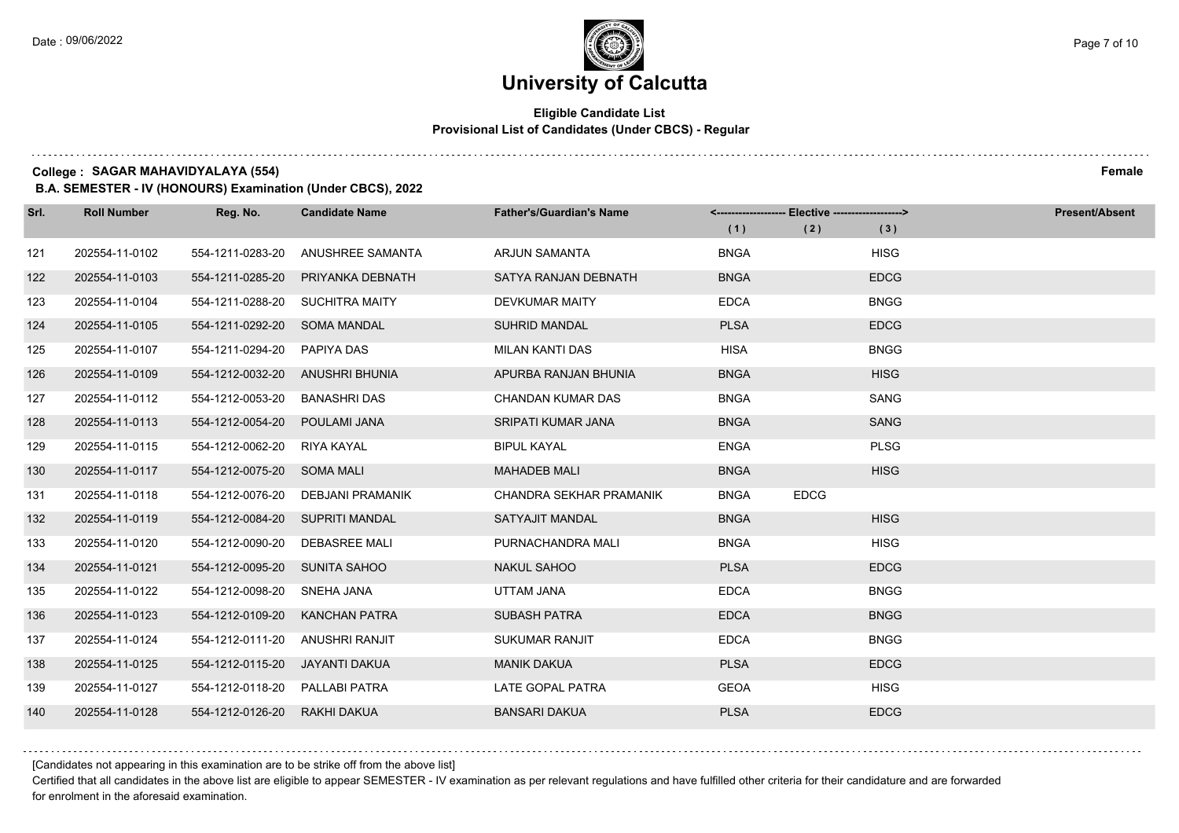# University of Calcutta

**Eligible Candidate List**
**Provisional List of Candidates (Under CBCS) - Regular**

**College : SAGAR MAHAVIDYALAYA (554)** **Female**

**B.A. SEMESTER - IV (HONOURS) Examination (Under CBCS), 2022**

| Srl. | Roll Number | Reg. No. | Candidate Name | Father's/Guardian's Name | Elective (1) | Elective (2) | Elective (3) | Present/Absent |
|---|---|---|---|---|---|---|---|---|
| 121 | 202554-11-0102 | 554-1211-0283-20 | ANUSHREE SAMANTA | ARJUN SAMANTA | BNGA | | HISG | |
| 122 | 202554-11-0103 | 554-1211-0285-20 | PRIYANKA DEBNATH | SATYA RANJAN DEBNATH | BNGA | | EDCG | |
| 123 | 202554-11-0104 | 554-1211-0288-20 | SUCHITRA MAITY | DEVKUMAR MAITY | EDCA | | BNGG | |
| 124 | 202554-11-0105 | 554-1211-0292-20 | SOMA MANDAL | SUHRID MANDAL | PLSA | | EDCG | |
| 125 | 202554-11-0107 | 554-1211-0294-20 | PAPIYA DAS | MILAN KANTI DAS | HISA | | BNGG | |
| 126 | 202554-11-0109 | 554-1212-0032-20 | ANUSHRI BHUNIA | APURBA RANJAN BHUNIA | BNGA | | HISG | |
| 127 | 202554-11-0112 | 554-1212-0053-20 | BANASHRI DAS | CHANDAN KUMAR DAS | BNGA | | SANG | |
| 128 | 202554-11-0113 | 554-1212-0054-20 | POULAMI JANA | SRIPATI KUMAR JANA | BNGA | | SANG | |
| 129 | 202554-11-0115 | 554-1212-0062-20 | RIYA KAYAL | BIPUL KAYAL | ENGA | | PLSG | |
| 130 | 202554-11-0117 | 554-1212-0075-20 | SOMA MALI | MAHADEB MALI | BNGA | | HISG | |
| 131 | 202554-11-0118 | 554-1212-0076-20 | DEBJANI PRAMANIK | CHANDRA SEKHAR PRAMANIK | BNGA | EDCG | | |
| 132 | 202554-11-0119 | 554-1212-0084-20 | SUPRITI MANDAL | SATYAJIT MANDAL | BNGA | | HISG | |
| 133 | 202554-11-0120 | 554-1212-0090-20 | DEBASREE MALI | PURNACHANDRA MALI | BNGA | | HISG | |
| 134 | 202554-11-0121 | 554-1212-0095-20 | SUNITA SAHOO | NAKUL SAHOO | PLSA | | EDCG | |
| 135 | 202554-11-0122 | 554-1212-0098-20 | SNEHA JANA | UTTAM JANA | EDCA | | BNGG | |
| 136 | 202554-11-0123 | 554-1212-0109-20 | KANCHAN PATRA | SUBASH PATRA | EDCA | | BNGG | |
| 137 | 202554-11-0124 | 554-1212-0111-20 | ANUSHRI RANJIT | SUKUMAR RANJIT | EDCA | | BNGG | |
| 138 | 202554-11-0125 | 554-1212-0115-20 | JAYANTI DAKUA | MANIK DAKUA | PLSA | | EDCG | |
| 139 | 202554-11-0127 | 554-1212-0118-20 | PALLABI PATRA | LATE GOPAL PATRA | GEOA | | HISG | |
| 140 | 202554-11-0128 | 554-1212-0126-20 | RAKHI DAKUA | BANSARI DAKUA | PLSA | | EDCG | |

[Candidates not appearing in this examination are to be strike off from the above list]

Certified that all candidates in the above list are eligible to appear SEMESTER - IV examination as per relevant regulations and have fulfilled other criteria for their candidature and are forwarded for enrolment in the aforesaid examination.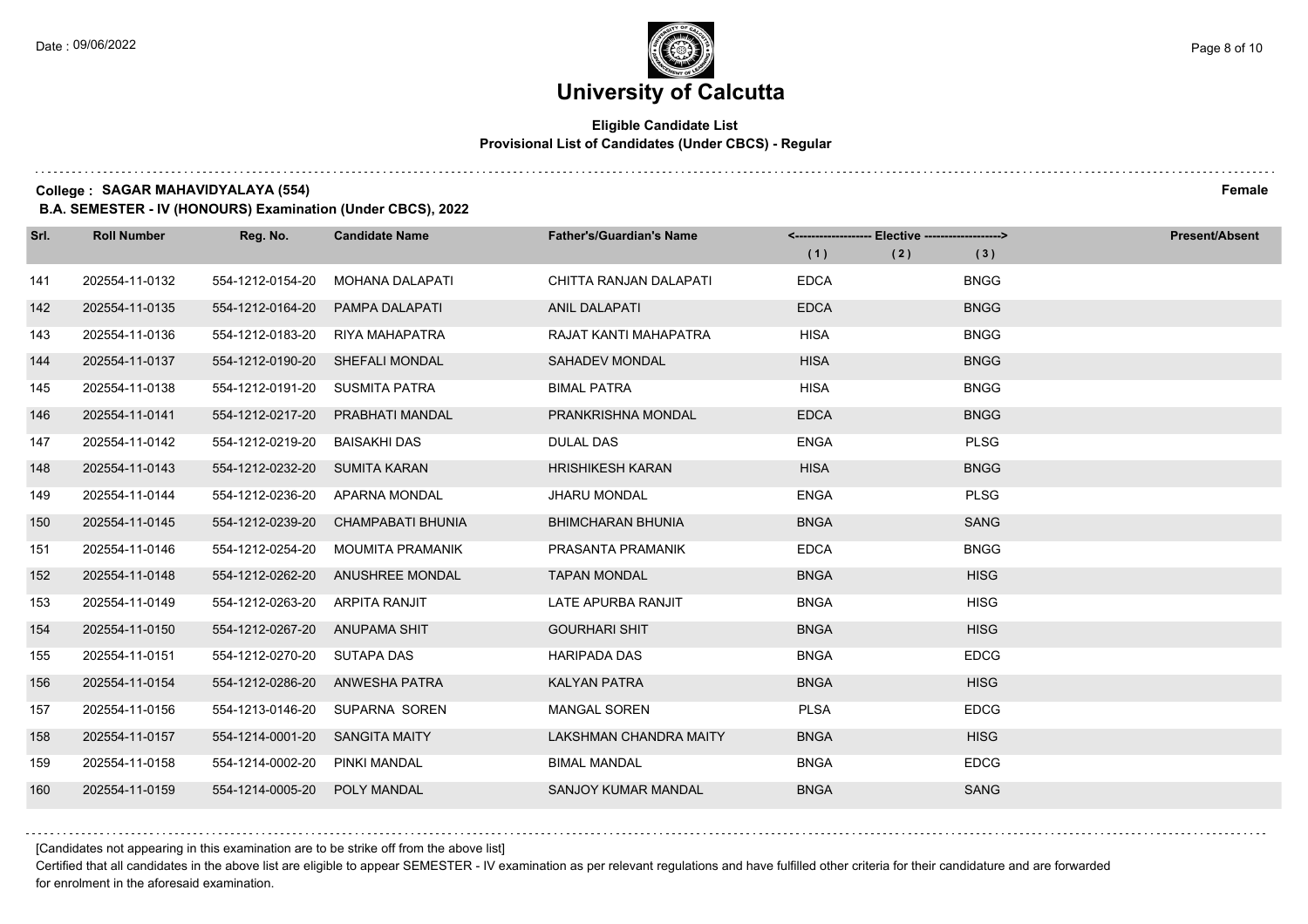# University of Calcutta

**Eligible Candidate List**
**Provisional List of Candidates (Under CBCS) - Regular**

**College : SAGAR MAHAVIDYALAYA (554)** **Female**

**B.A. SEMESTER - IV (HONOURS) Examination (Under CBCS), 2022**

| Srl. | Roll Number | Reg. No. | Candidate Name | Father's/Guardian's Name | Elective (1) | Elective (2) | Elective (3) | Present/Absent |
|---|---|---|---|---|---|---|---|---|
| 141 | 202554-11-0132 | 554-1212-0154-20 | MOHANA DALAPATI | CHITTA RANJAN DALAPATI | EDCA | | BNGG | |
| 142 | 202554-11-0135 | 554-1212-0164-20 | PAMPA DALAPATI | ANIL DALAPATI | EDCA | | BNGG | |
| 143 | 202554-11-0136 | 554-1212-0183-20 | RIYA MAHAPATRA | RAJAT KANTI MAHAPATRA | HISA | | BNGG | |
| 144 | 202554-11-0137 | 554-1212-0190-20 | SHEFALI MONDAL | SAHADEV MONDAL | HISA | | BNGG | |
| 145 | 202554-11-0138 | 554-1212-0191-20 | SUSMITA PATRA | BIMAL PATRA | HISA | | BNGG | |
| 146 | 202554-11-0141 | 554-1212-0217-20 | PRABHATI MANDAL | PRANKRISHNA MONDAL | EDCA | | BNGG | |
| 147 | 202554-11-0142 | 554-1212-0219-20 | BAISAKHI DAS | DULAL DAS | ENGA | | PLSG | |
| 148 | 202554-11-0143 | 554-1212-0232-20 | SUMITA KARAN | HRISHIKESH KARAN | HISA | | BNGG | |
| 149 | 202554-11-0144 | 554-1212-0236-20 | APARNA MONDAL | JHARU MONDAL | ENGA | | PLSG | |
| 150 | 202554-11-0145 | 554-1212-0239-20 | CHAMPABATI BHUNIA | BHIMCHARAN BHUNIA | BNGA | | SANG | |
| 151 | 202554-11-0146 | 554-1212-0254-20 | MOUMITA PRAMANIK | PRASANTA PRAMANIK | EDCA | | BNGG | |
| 152 | 202554-11-0148 | 554-1212-0262-20 | ANUSHREE MONDAL | TAPAN MONDAL | BNGA | | HISG | |
| 153 | 202554-11-0149 | 554-1212-0263-20 | ARPITA RANJIT | LATE APURBA RANJIT | BNGA | | HISG | |
| 154 | 202554-11-0150 | 554-1212-0267-20 | ANUPAMA SHIT | GOURHARI SHIT | BNGA | | HISG | |
| 155 | 202554-11-0151 | 554-1212-0270-20 | SUTAPA DAS | HARIPADA DAS | BNGA | | EDCG | |
| 156 | 202554-11-0154 | 554-1212-0286-20 | ANWESHA PATRA | KALYAN PATRA | BNGA | | HISG | |
| 157 | 202554-11-0156 | 554-1213-0146-20 | SUPARNA SOREN | MANGAL SOREN | PLSA | | EDCG | |
| 158 | 202554-11-0157 | 554-1214-0001-20 | SANGITA MAITY | LAKSHMAN CHANDRA MAITY | BNGA | | HISG | |
| 159 | 202554-11-0158 | 554-1214-0002-20 | PINKI MANDAL | BIMAL MANDAL | BNGA | | EDCG | |
| 160 | 202554-11-0159 | 554-1214-0005-20 | POLY MANDAL | SANJOY KUMAR MANDAL | BNGA | | SANG | |

[Candidates not appearing in this examination are to be strike off from the above list]

Certified that all candidates in the above list are eligible to appear SEMESTER - IV examination as per relevant regulations and have fulfilled other criteria for their candidature and are forwarded for enrolment in the aforesaid examination.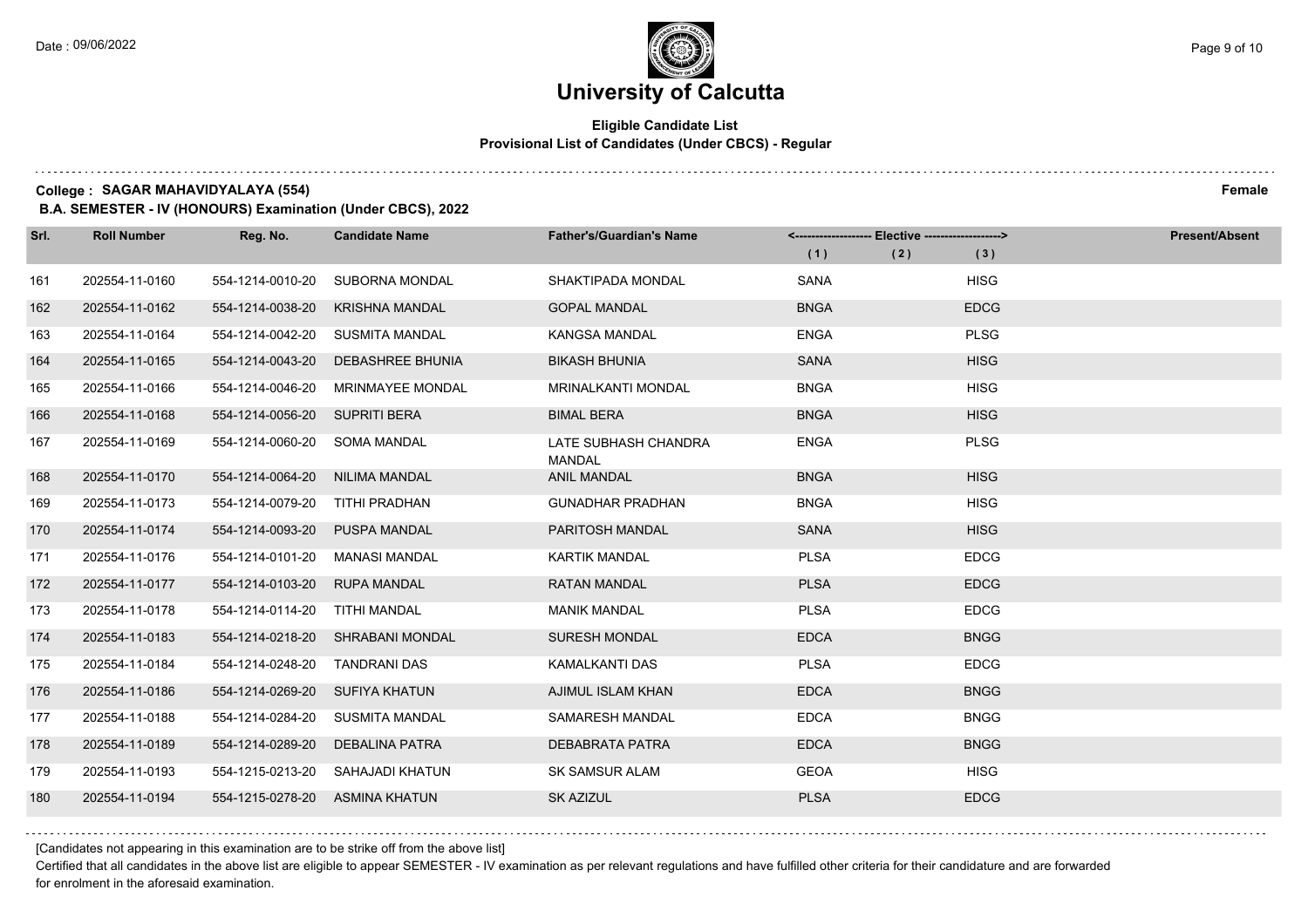# University of Calcutta

**Eligible Candidate List**
**Provisional List of Candidates (Under CBCS) - Regular**

**College : SAGAR MAHAVIDYALAYA (554)** **Female**

**B.A. SEMESTER - IV (HONOURS) Examination (Under CBCS), 2022**

| Srl. | Roll Number | Reg. No. | Candidate Name | Father's/Guardian's Name | Elective (1) | Elective (2) | Elective (3) | Present/Absent |
|---|---|---|---|---|---|---|---|---|
| 161 | 202554-11-0160 | 554-1214-0010-20 | SUBORNA MONDAL | SHAKTIPADA MONDAL | SANA | | HISG | |
| 162 | 202554-11-0162 | 554-1214-0038-20 | KRISHNA MANDAL | GOPAL MANDAL | BNGA | | EDCG | |
| 163 | 202554-11-0164 | 554-1214-0042-20 | SUSMITA MANDAL | KANGSA MANDAL | ENGA | | PLSG | |
| 164 | 202554-11-0165 | 554-1214-0043-20 | DEBASHREE BHUNIA | BIKASH BHUNIA | SANA | | HISG | |
| 165 | 202554-11-0166 | 554-1214-0046-20 | MRINMAYEE MONDAL | MRINALKANTI MONDAL | BNGA | | HISG | |
| 166 | 202554-11-0168 | 554-1214-0056-20 | SUPRITI BERA | BIMAL BERA | BNGA | | HISG | |
| 167 | 202554-11-0169 | 554-1214-0060-20 | SOMA MANDAL | LATE SUBHASH CHANDRA MANDAL | ENGA | | PLSG | |
| 168 | 202554-11-0170 | 554-1214-0064-20 | NILIMA MANDAL | ANIL MANDAL | BNGA | | HISG | |
| 169 | 202554-11-0173 | 554-1214-0079-20 | TITHI PRADHAN | GUNADHAR PRADHAN | BNGA | | HISG | |
| 170 | 202554-11-0174 | 554-1214-0093-20 | PUSPA MANDAL | PARITOSH MANDAL | SANA | | HISG | |
| 171 | 202554-11-0176 | 554-1214-0101-20 | MANASI MANDAL | KARTIK MANDAL | PLSA | | EDCG | |
| 172 | 202554-11-0177 | 554-1214-0103-20 | RUPA MANDAL | RATAN MANDAL | PLSA | | EDCG | |
| 173 | 202554-11-0178 | 554-1214-0114-20 | TITHI MANDAL | MANIK MANDAL | PLSA | | EDCG | |
| 174 | 202554-11-0183 | 554-1214-0218-20 | SHRABANI MONDAL | SURESH MONDAL | EDCA | | BNGG | |
| 175 | 202554-11-0184 | 554-1214-0248-20 | TANDRANI DAS | KAMALKANTI DAS | PLSA | | EDCG | |
| 176 | 202554-11-0186 | 554-1214-0269-20 | SUFIYA KHATUN | AJIMUL ISLAM KHAN | EDCA | | BNGG | |
| 177 | 202554-11-0188 | 554-1214-0284-20 | SUSMITA MANDAL | SAMARESH MANDAL | EDCA | | BNGG | |
| 178 | 202554-11-0189 | 554-1214-0289-20 | DEBALINA PATRA | DEBABRATA PATRA | EDCA | | BNGG | |
| 179 | 202554-11-0193 | 554-1215-0213-20 | SAHAJADI KHATUN | SK SAMSUR ALAM | GEOA | | HISG | |
| 180 | 202554-11-0194 | 554-1215-0278-20 | ASMINA KHATUN | SK AZIZUL | PLSA | | EDCG | |

[Candidates not appearing in this examination are to be strike off from the above list]

Certified that all candidates in the above list are eligible to appear SEMESTER - IV examination as per relevant regulations and have fulfilled other criteria for their candidature and are forwarded for enrolment in the aforesaid examination.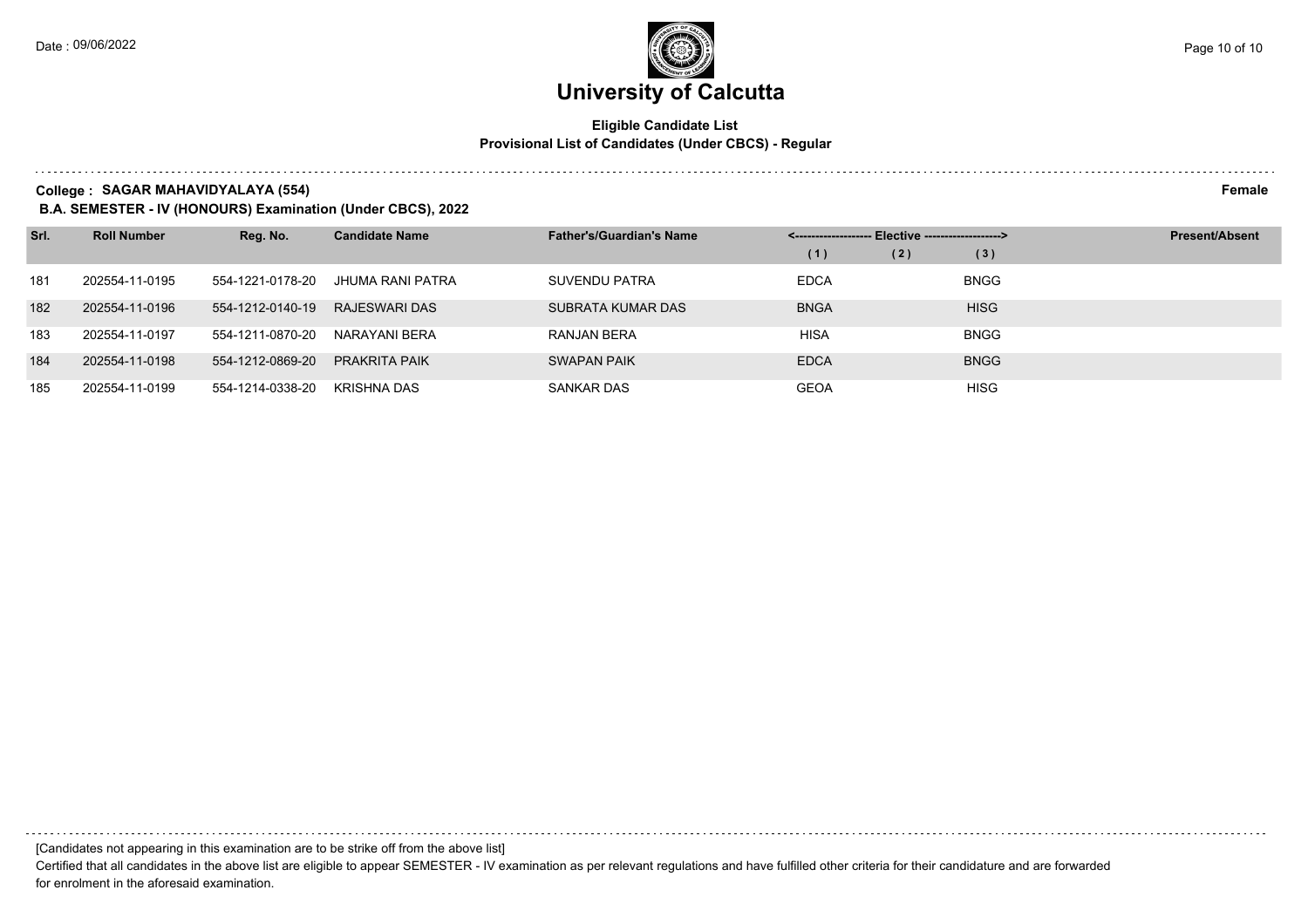# University of Calcutta

**Eligible Candidate List**
**Provisional List of Candidates (Under CBCS) - Regular**

**College : SAGAR MAHAVIDYALAYA (554)** **Female**

**B.A. SEMESTER - IV (HONOURS) Examination (Under CBCS), 2022**

| Srl. | Roll Number | Reg. No. | Candidate Name | Father's/Guardian's Name | <------------------- Elective -------------------> (1) | (2) | (3) | Present/Absent |
|---|---|---|---|---|---|---|---|---|
| 181 | 202554-11-0195 | 554-1221-0178-20 | JHUMA RANI PATRA | SUVENDU PATRA | EDCA | | BNGG | |
| 182 | 202554-11-0196 | 554-1212-0140-19 | RAJESWARI DAS | SUBRATA KUMAR DAS | BNGA | | HISG | |
| 183 | 202554-11-0197 | 554-1211-0870-20 | NARAYANI BERA | RANJAN BERA | HISA | | BNGG | |
| 184 | 202554-11-0198 | 554-1212-0869-20 | PRAKRITA PAIK | SWAPAN PAIK | EDCA | | BNGG | |
| 185 | 202554-11-0199 | 554-1214-0338-20 | KRISHNA DAS | SANKAR DAS | GEOA | | HISG | |

[Candidates not appearing in this examination are to be strike off from the above list]

Certified that all candidates in the above list are eligible to appear SEMESTER - IV examination as per relevant regulations and have fulfilled other criteria for their candidature and are forwarded for enrolment in the aforesaid examination.